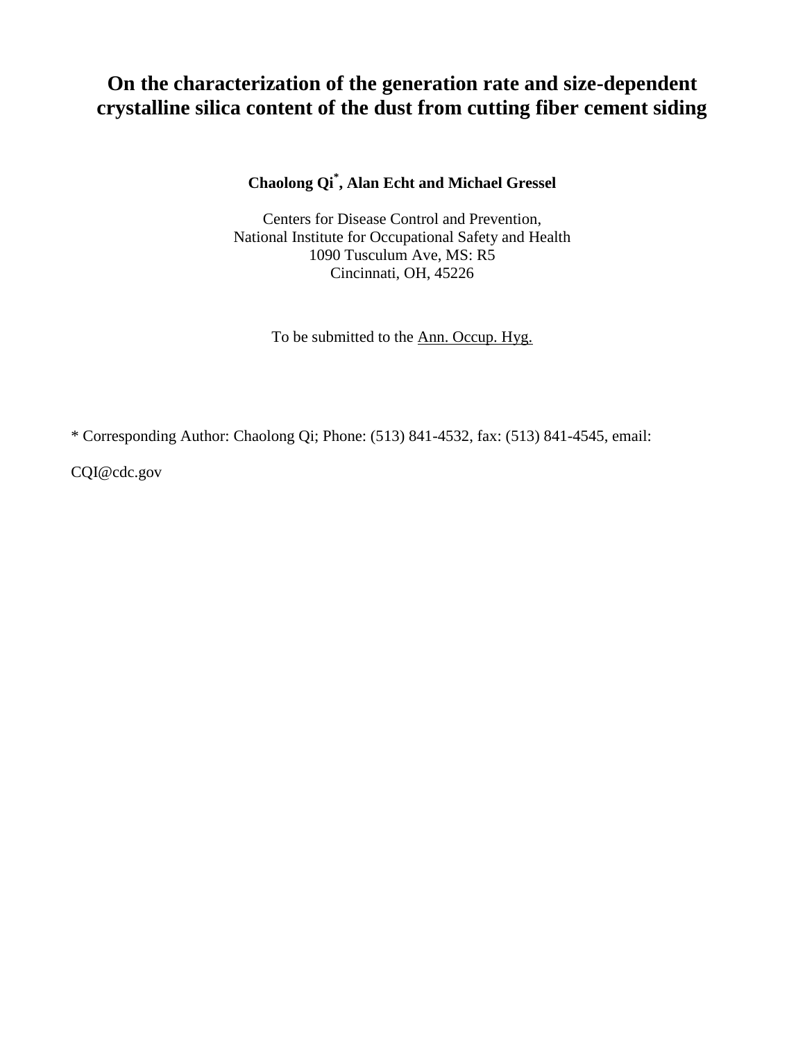# On the characterization of the generation rate and size-dependent crystalline silica content of the dust from cutting fiber cement siding

**Chaolong Qi*, Alan Echt and Michael Gressel**

Centers for Disease Control and Prevention,
National Institute for Occupational Safety and Health
1090 Tusculum Ave, MS: R5
Cincinnati, OH, 45226

To be submitted to the Ann. Occup. Hyg.

* Corresponding Author: Chaolong Qi; Phone: (513) 841-4532, fax: (513) 841-4545, email: CQI@cdc.gov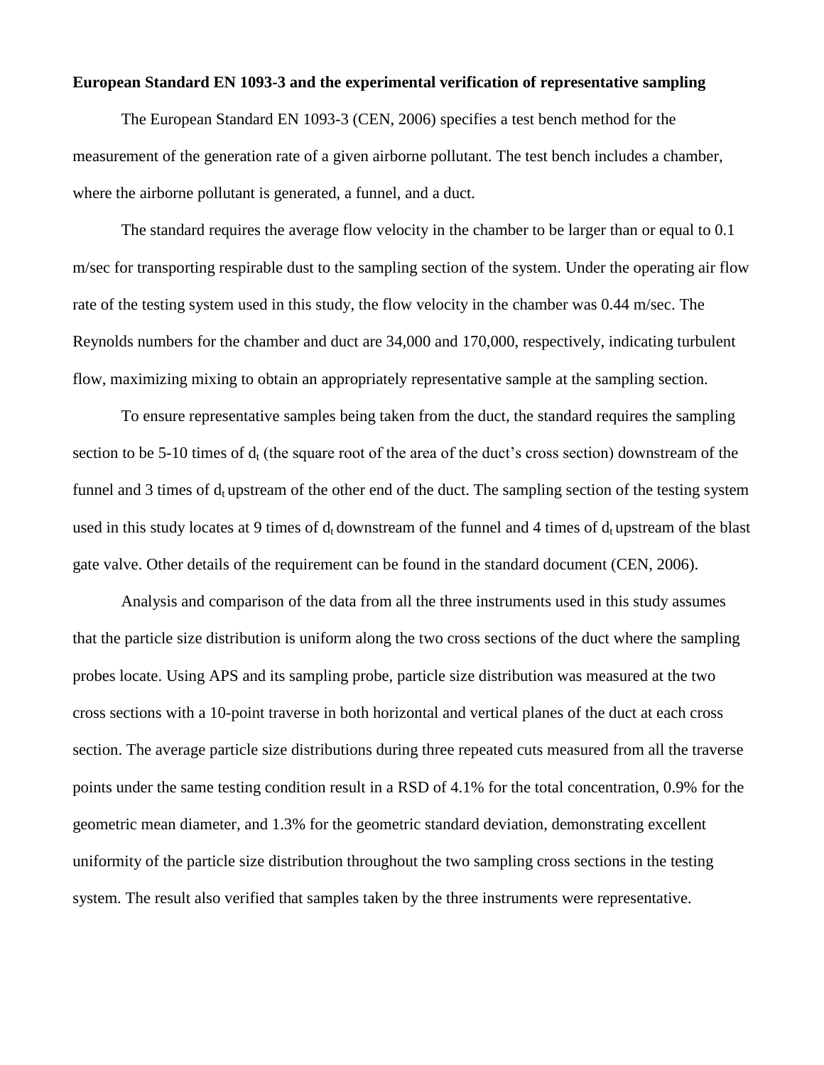**European Standard EN 1093-3 and the experimental verification of representative sampling**

The European Standard EN 1093-3 (CEN, 2006) specifies a test bench method for the measurement of the generation rate of a given airborne pollutant. The test bench includes a chamber, where the airborne pollutant is generated, a funnel, and a duct.

The standard requires the average flow velocity in the chamber to be larger than or equal to 0.1 m/sec for transporting respirable dust to the sampling section of the system. Under the operating air flow rate of the testing system used in this study, the flow velocity in the chamber was 0.44 m/sec. The Reynolds numbers for the chamber and duct are 34,000 and 170,000, respectively, indicating turbulent flow, maximizing mixing to obtain an appropriately representative sample at the sampling section.

To ensure representative samples being taken from the duct, the standard requires the sampling section to be 5-10 times of $d_t$ (the square root of the area of the duct's cross section) downstream of the funnel and 3 times of $d_t$ upstream of the other end of the duct. The sampling section of the testing system used in this study locates at 9 times of $d_t$ downstream of the funnel and 4 times of $d_t$ upstream of the blast gate valve. Other details of the requirement can be found in the standard document (CEN, 2006).

Analysis and comparison of the data from all the three instruments used in this study assumes that the particle size distribution is uniform along the two cross sections of the duct where the sampling probes locate. Using APS and its sampling probe, particle size distribution was measured at the two cross sections with a 10-point traverse in both horizontal and vertical planes of the duct at each cross section. The average particle size distributions during three repeated cuts measured from all the traverse points under the same testing condition result in a RSD of 4.1% for the total concentration, 0.9% for the geometric mean diameter, and 1.3% for the geometric standard deviation, demonstrating excellent uniformity of the particle size distribution throughout the two sampling cross sections in the testing system. The result also verified that samples taken by the three instruments were representative.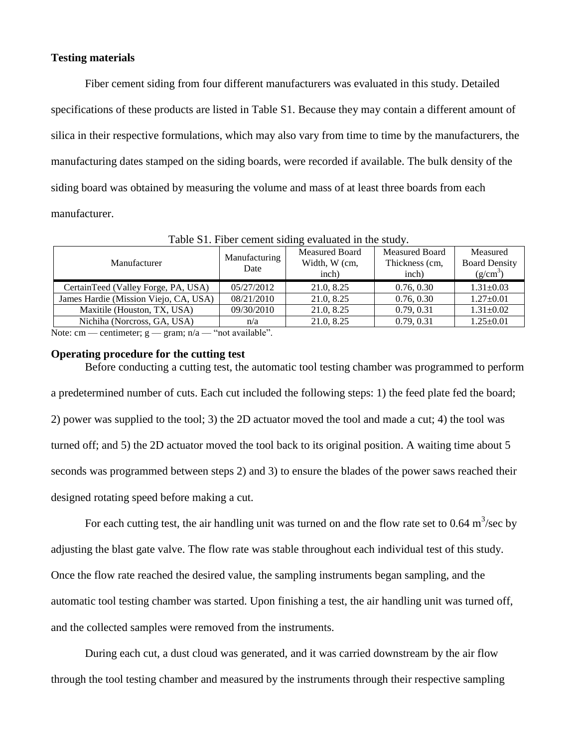## Testing materials

Fiber cement siding from four different manufacturers was evaluated in this study. Detailed specifications of these products are listed in Table S1. Because they may contain a different amount of silica in their respective formulations, which may also vary from time to time by the manufacturers, the manufacturing dates stamped on the siding boards, were recorded if available. The bulk density of the siding board was obtained by measuring the volume and mass of at least three boards from each manufacturer.

Table S1. Fiber cement siding evaluated in the study.

| Manufacturer | Manufacturing Date | Measured Board Width, W (cm, inch) | Measured Board Thickness (cm, inch) | Measured Board Density ($g/cm^3$) |
|---|---|---|---|---|
| CertainTeed (Valley Forge, PA, USA) | 05/27/2012 | 21.0, 8.25 | 0.76, 0.30 | 1.31±0.03 |
| James Hardie (Mission Viejo, CA, USA) | 08/21/2010 | 21.0, 8.25 | 0.76, 0.30 | 1.27±0.01 |
| Maxitile (Houston, TX, USA) | 09/30/2010 | 21.0, 8.25 | 0.79, 0.31 | 1.31±0.02 |
| Nichiha (Norcross, GA, USA) | n/a | 21.0, 8.25 | 0.79, 0.31 | 1.25±0.01 |

Note: cm — centimeter; g — gram; n/a — "not available".

## Operating procedure for the cutting test

Before conducting a cutting test, the automatic tool testing chamber was programmed to perform a predetermined number of cuts. Each cut included the following steps: 1) the feed plate fed the board; 2) power was supplied to the tool; 3) the 2D actuator moved the tool and made a cut; 4) the tool was turned off; and 5) the 2D actuator moved the tool back to its original position. A waiting time about 5 seconds was programmed between steps 2) and 3) to ensure the blades of the power saws reached their designed rotating speed before making a cut.

For each cutting test, the air handling unit was turned on and the flow rate set to 0.64 $m^3$/sec by adjusting the blast gate valve. The flow rate was stable throughout each individual test of this study. Once the flow rate reached the desired value, the sampling instruments began sampling, and the automatic tool testing chamber was started. Upon finishing a test, the air handling unit was turned off, and the collected samples were removed from the instruments.

During each cut, a dust cloud was generated, and it was carried downstream by the air flow through the tool testing chamber and measured by the instruments through their respective sampling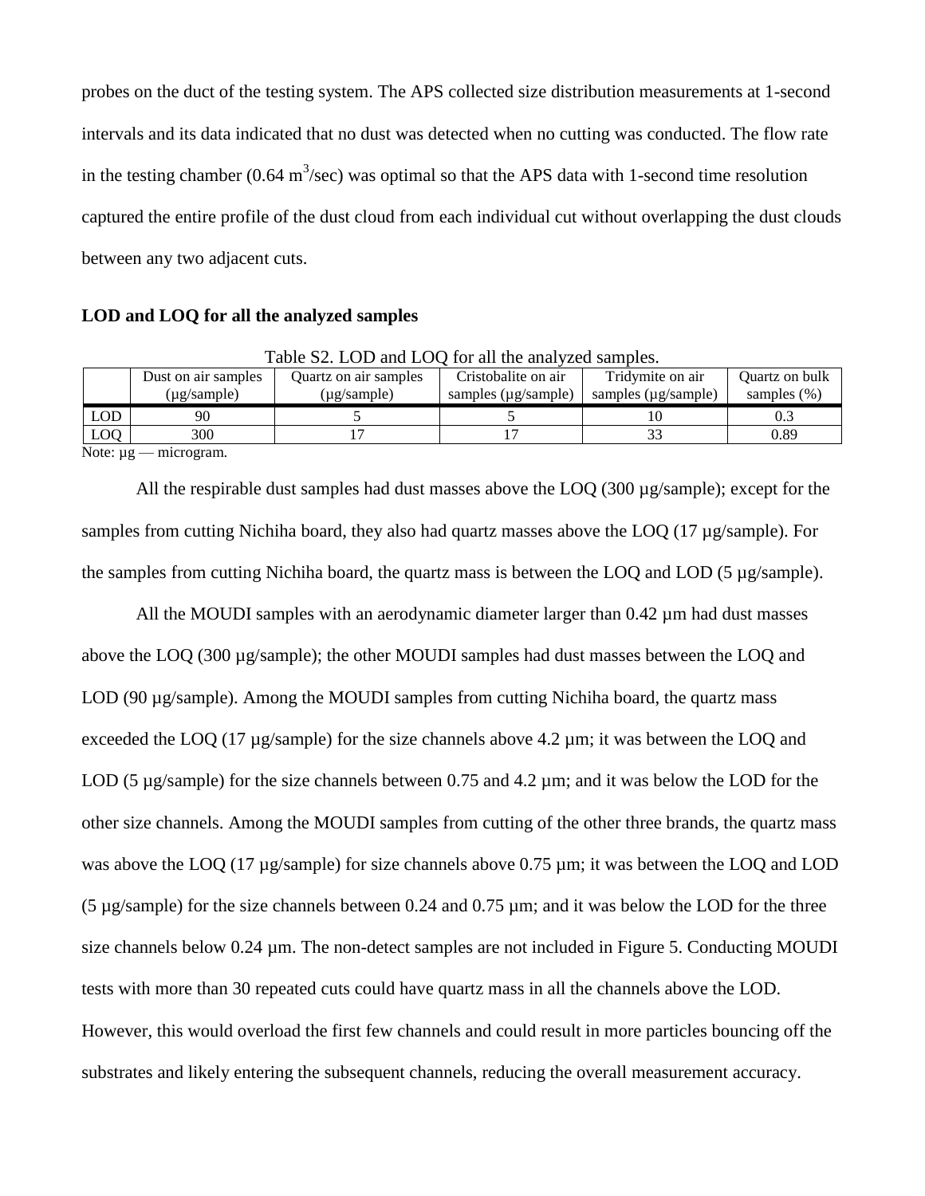probes on the duct of the testing system. The APS collected size distribution measurements at 1-second intervals and its data indicated that no dust was detected when no cutting was conducted. The flow rate in the testing chamber (0.64 $m^3$/sec) was optimal so that the APS data with 1-second time resolution captured the entire profile of the dust cloud from each individual cut without overlapping the dust clouds between any two adjacent cuts.

**LOD and LOQ for all the analyzed samples**

Table S2. LOD and LOQ for all the analyzed samples.

| | Dust on air samples (µg/sample) | Quartz on air samples (µg/sample) | Cristobalite on air samples (µg/sample) | Tridymite on air samples (µg/sample) | Quartz on bulk samples (%) |
|---|---|---|---|---|---|
| LOD | 90 | 5 | 5 | 10 | 0.3 |
| LOQ | 300 | 17 | 17 | 33 | 0.89 |

Note: µg — microgram.

All the respirable dust samples had dust masses above the LOQ (300 µg/sample); except for the samples from cutting Nichiha board, they also had quartz masses above the LOQ (17 µg/sample). For the samples from cutting Nichiha board, the quartz mass is between the LOQ and LOD (5 µg/sample).

All the MOUDI samples with an aerodynamic diameter larger than 0.42 µm had dust masses above the LOQ (300 µg/sample); the other MOUDI samples had dust masses between the LOQ and LOD (90 µg/sample). Among the MOUDI samples from cutting Nichiha board, the quartz mass exceeded the LOQ (17 µg/sample) for the size channels above 4.2 µm; it was between the LOQ and LOD (5 µg/sample) for the size channels between 0.75 and 4.2 µm; and it was below the LOD for the other size channels. Among the MOUDI samples from cutting of the other three brands, the quartz mass was above the LOQ (17 µg/sample) for size channels above 0.75 µm; it was between the LOQ and LOD (5 µg/sample) for the size channels between 0.24 and 0.75 µm; and it was below the LOD for the three size channels below 0.24 µm. The non-detect samples are not included in Figure 5. Conducting MOUDI tests with more than 30 repeated cuts could have quartz mass in all the channels above the LOD. However, this would overload the first few channels and could result in more particles bouncing off the substrates and likely entering the subsequent channels, reducing the overall measurement accuracy.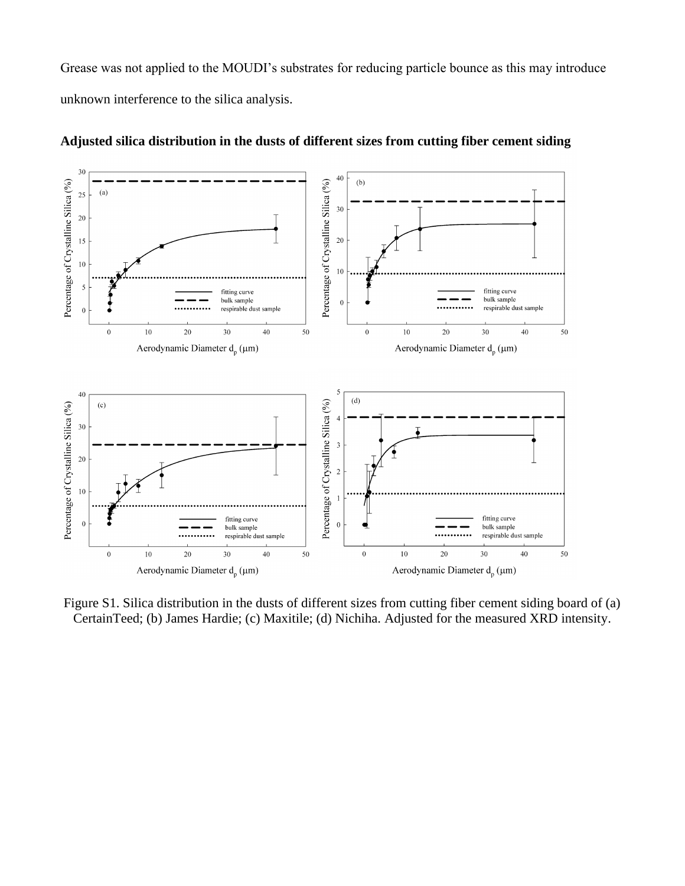Grease was not applied to the MOUDI's substrates for reducing particle bounce as this may introduce unknown interference to the silica analysis.

**Adjusted silica distribution in the dusts of different sizes from cutting fiber cement siding**

Figure S1. Silica distribution in the dusts of different sizes from cutting fiber cement siding board of (a) CertainTeed; (b) James Hardie; (c) Maxitile; (d) Nichiha. Adjusted for the measured XRD intensity.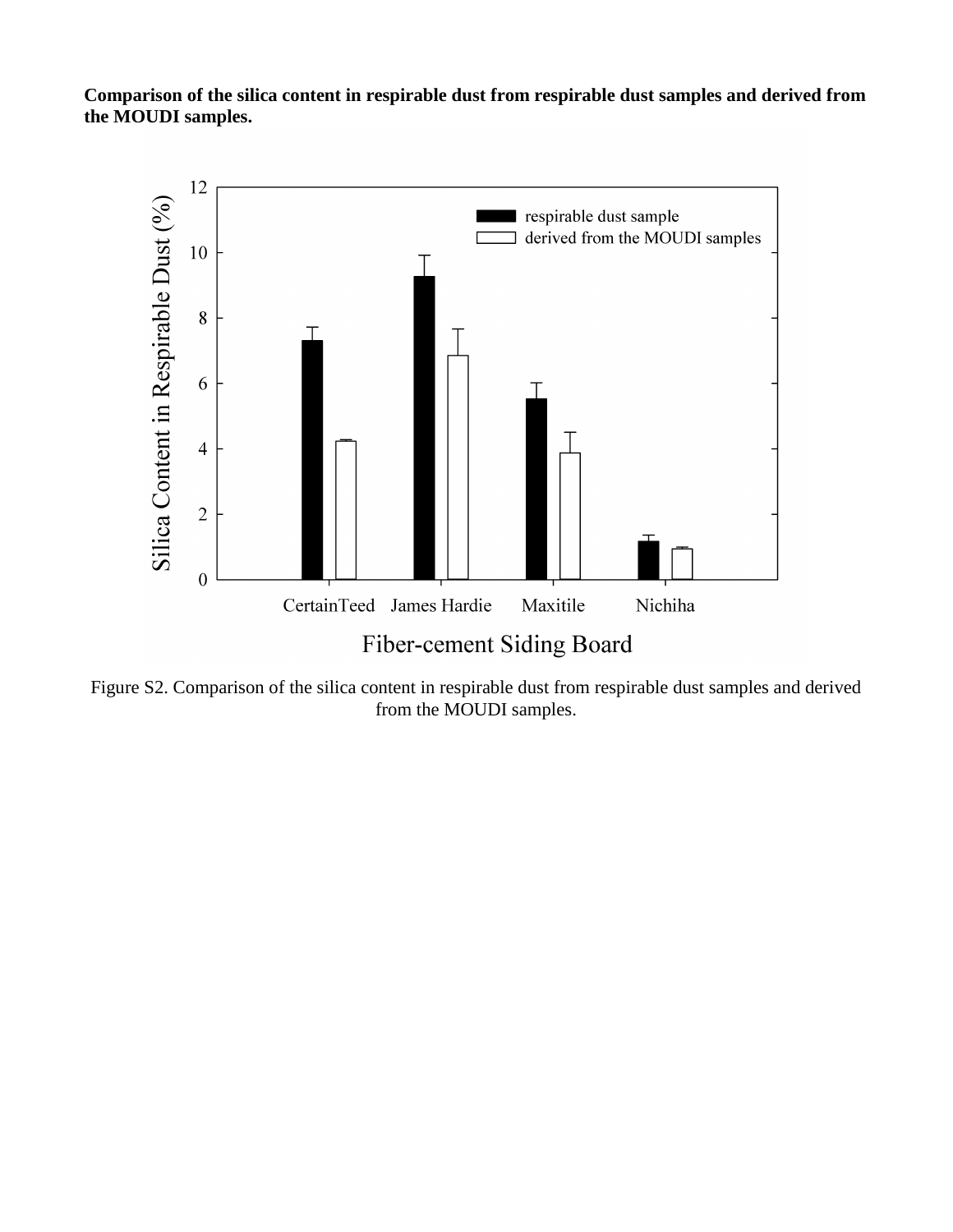**Comparison of the silica content in respirable dust from respirable dust samples and derived from the MOUDI samples.**

Silica Content in Respirable Dust (%)

12
10
8
6
4
2
0

respirable dust sample
derived from the MOUDI samples

CertainTeed
James Hardie
Maxitile
Nichiha

Fiber-cement Siding Board

Figure S2. Comparison of the silica content in respirable dust from respirable dust samples and derived from the MOUDI samples.